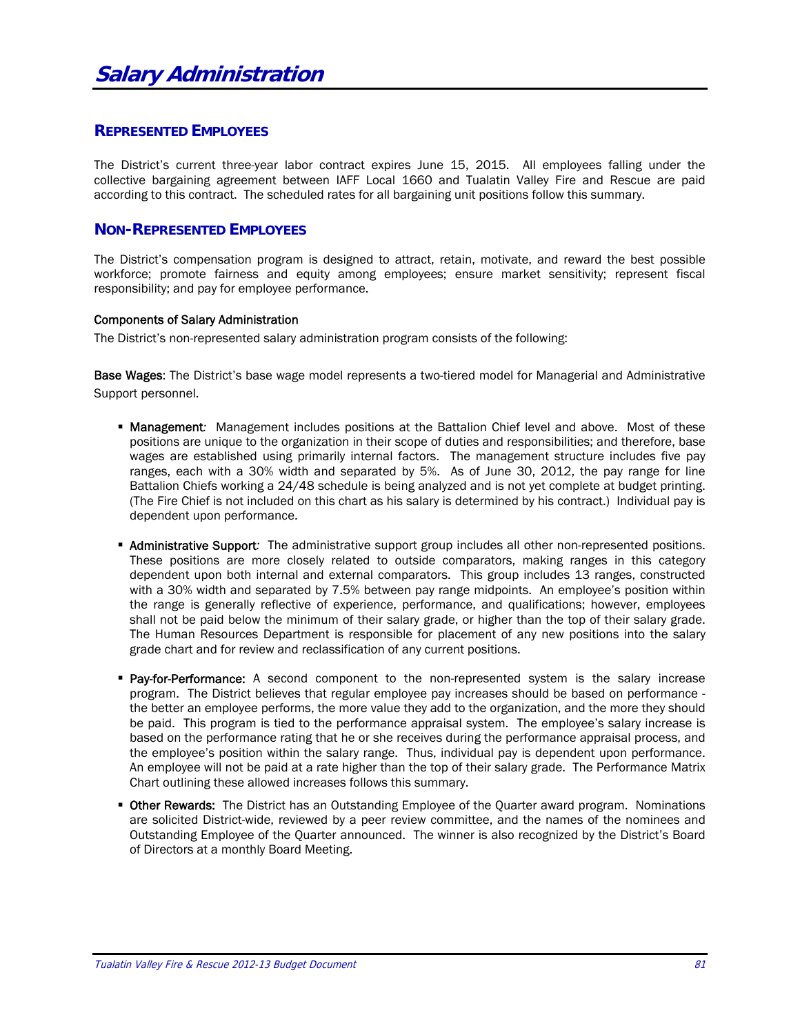# Salary Administration

## REPRESENTED EMPLOYEES

The District's current three-year labor contract expires June 15, 2015. All employees falling under the collective bargaining agreement between IAFF Local 1660 and Tualatin Valley Fire and Rescue are paid according to this contract. The scheduled rates for all bargaining unit positions follow this summary.

## NON-REPRESENTED EMPLOYEES

The District's compensation program is designed to attract, retain, motivate, and reward the best possible workforce; promote fairness and equity among employees; ensure market sensitivity; represent fiscal responsibility; and pay for employee performance.

### Components of Salary Administration

The District's non-represented salary administration program consists of the following:

**Base Wages**: The District's base wage model represents a two-tiered model for Managerial and Administrative Support personnel.

- **Management***:* Management includes positions at the Battalion Chief level and above. Most of these positions are unique to the organization in their scope of duties and responsibilities; and therefore, base wages are established using primarily internal factors. The management structure includes five pay ranges, each with a 30% width and separated by 5%. As of June 30, 2012, the pay range for line Battalion Chiefs working a 24/48 schedule is being analyzed and is not yet complete at budget printing. (The Fire Chief is not included on this chart as his salary is determined by his contract.) Individual pay is dependent upon performance.

- **Administrative Support***:* The administrative support group includes all other non-represented positions. These positions are more closely related to outside comparators, making ranges in this category dependent upon both internal and external comparators. This group includes 13 ranges, constructed with a 30% width and separated by 7.5% between pay range midpoints. An employee's position within the range is generally reflective of experience, performance, and qualifications; however, employees shall not be paid below the minimum of their salary grade, or higher than the top of their salary grade. The Human Resources Department is responsible for placement of any new positions into the salary grade chart and for review and reclassification of any current positions.

- **Pay-for-Performance:** A second component to the non-represented system is the salary increase program. The District believes that regular employee pay increases should be based on performance - the better an employee performs, the more value they add to the organization, and the more they should be paid. This program is tied to the performance appraisal system. The employee's salary increase is based on the performance rating that he or she receives during the performance appraisal process, and the employee's position within the salary range. Thus, individual pay is dependent upon performance. An employee will not be paid at a rate higher than the top of their salary grade. The Performance Matrix Chart outlining these allowed increases follows this summary.

- **Other Rewards:** The District has an Outstanding Employee of the Quarter award program. Nominations are solicited District-wide, reviewed by a peer review committee, and the names of the nominees and Outstanding Employee of the Quarter announced. The winner is also recognized by the District's Board of Directors at a monthly Board Meeting.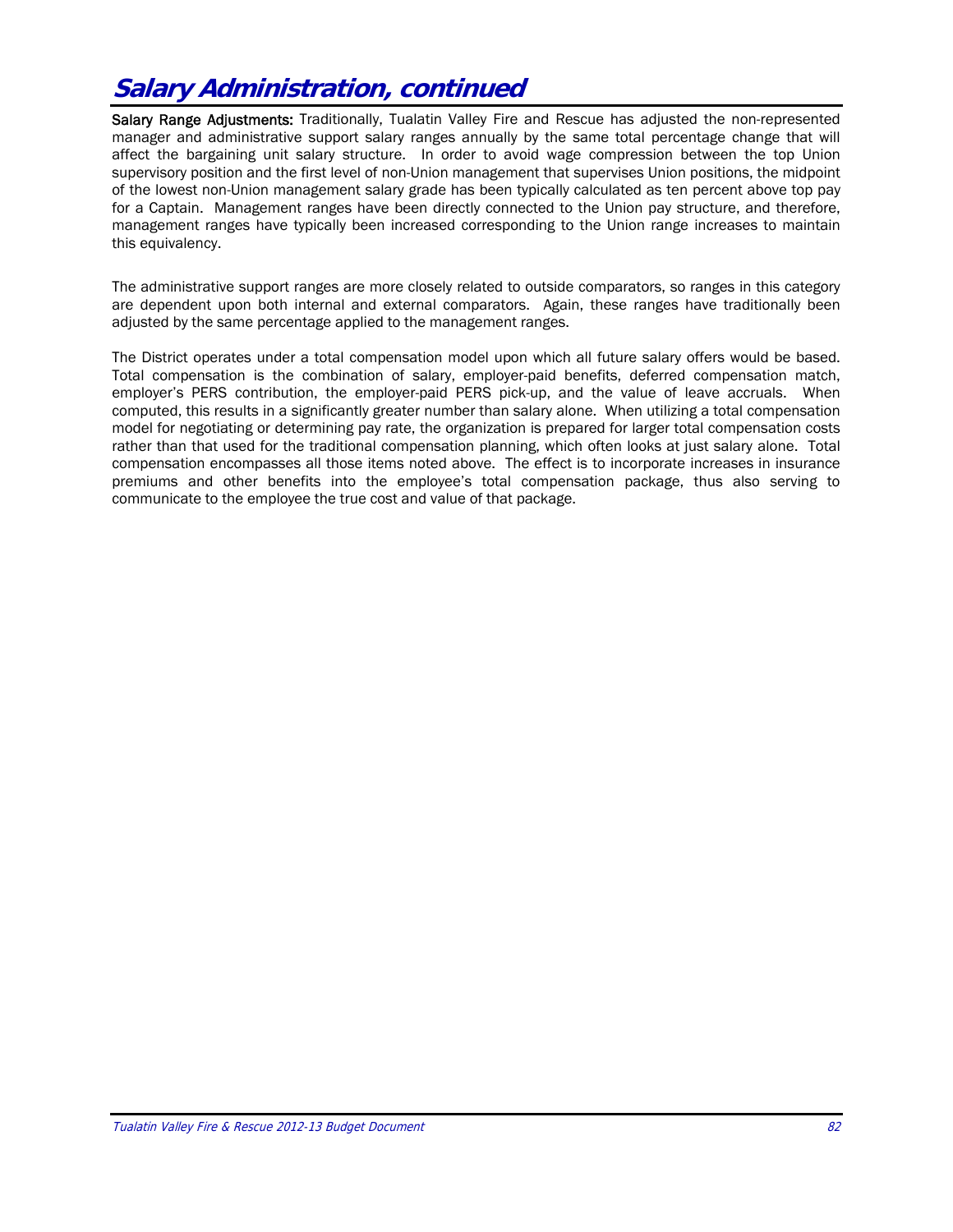# Salary Administration, continued

**Salary Range Adjustments:** Traditionally, Tualatin Valley Fire and Rescue has adjusted the non-represented manager and administrative support salary ranges annually by the same total percentage change that will affect the bargaining unit salary structure. In order to avoid wage compression between the top Union supervisory position and the first level of non-Union management that supervises Union positions, the midpoint of the lowest non-Union management salary grade has been typically calculated as ten percent above top pay for a Captain. Management ranges have been directly connected to the Union pay structure, and therefore, management ranges have typically been increased corresponding to the Union range increases to maintain this equivalency.

The administrative support ranges are more closely related to outside comparators, so ranges in this category are dependent upon both internal and external comparators. Again, these ranges have traditionally been adjusted by the same percentage applied to the management ranges.

The District operates under a total compensation model upon which all future salary offers would be based. Total compensation is the combination of salary, employer-paid benefits, deferred compensation match, employer's PERS contribution, the employer-paid PERS pick-up, and the value of leave accruals. When computed, this results in a significantly greater number than salary alone. When utilizing a total compensation model for negotiating or determining pay rate, the organization is prepared for larger total compensation costs rather than that used for the traditional compensation planning, which often looks at just salary alone. Total compensation encompasses all those items noted above. The effect is to incorporate increases in insurance premiums and other benefits into the employee's total compensation package, thus also serving to communicate to the employee the true cost and value of that package.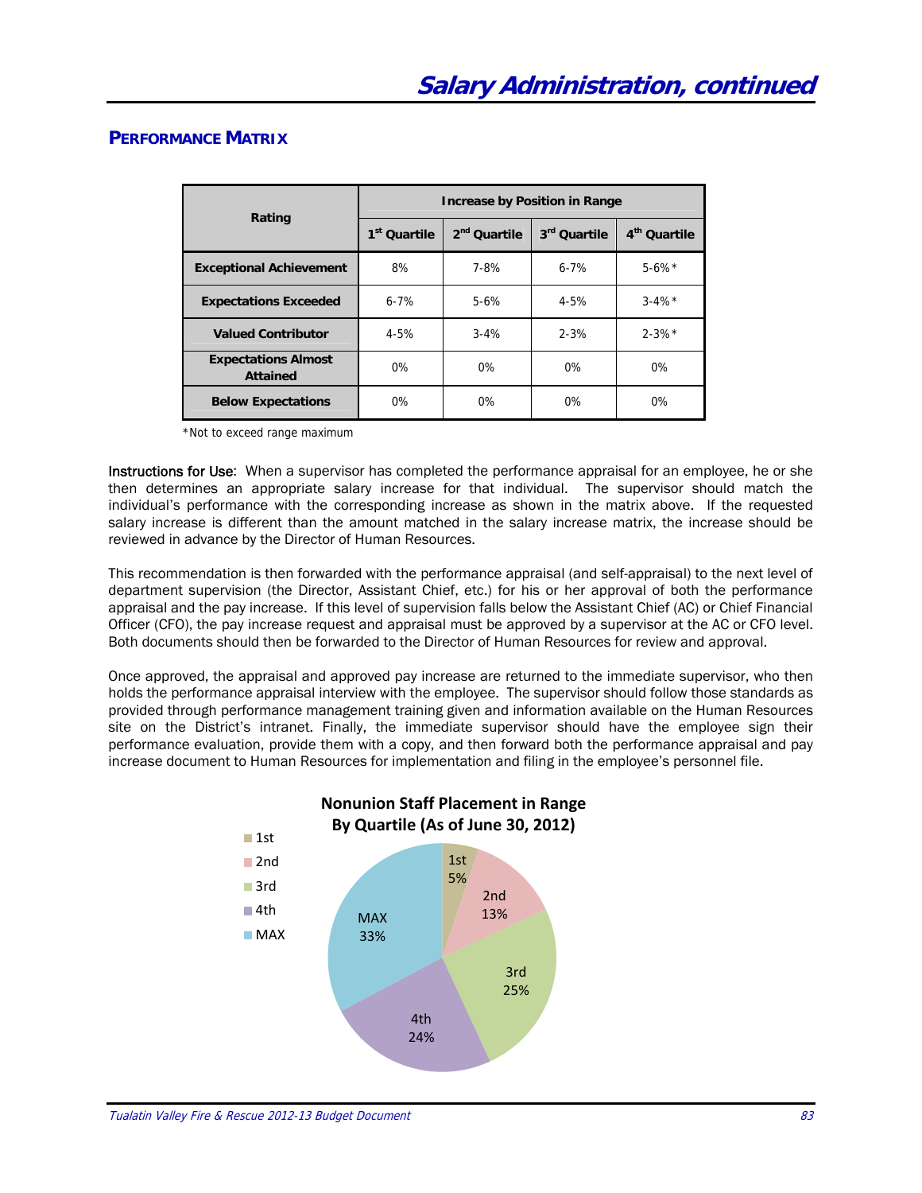## Salary Administration, continued

### PERFORMANCE MATRIX

| Rating | Increase by Position in Range | | | |
|---|---|---|---|---|
| | 1st Quartile | 2nd Quartile | 3rd Quartile | 4th Quartile |
| **Exceptional Achievement** | 8% | 7-8% | 6-7% | 5-6%* |
| **Expectations Exceeded** | 6-7% | 5-6% | 4-5% | 3-4%* |
| **Valued Contributor** | 4-5% | 3-4% | 2-3% | 2-3%* |
| **Expectations Almost Attained** | 0% | 0% | 0% | 0% |
| **Below Expectations** | 0% | 0% | 0% | 0% |

*Not to exceed range maximum

Instructions for Use: When a supervisor has completed the performance appraisal for an employee, he or she then determines an appropriate salary increase for that individual. The supervisor should match the individual's performance with the corresponding increase as shown in the matrix above. If the requested salary increase is different than the amount matched in the salary increase matrix, the increase should be reviewed in advance by the Director of Human Resources.

This recommendation is then forwarded with the performance appraisal (and self-appraisal) to the next level of department supervision (the Director, Assistant Chief, etc.) for his or her approval of both the performance appraisal and the pay increase. If this level of supervision falls below the Assistant Chief (AC) or Chief Financial Officer (CFO), the pay increase request and appraisal must be approved by a supervisor at the AC or CFO level. Both documents should then be forwarded to the Director of Human Resources for review and approval.

Once approved, the appraisal and approved pay increase are returned to the immediate supervisor, who then holds the performance appraisal interview with the employee. The supervisor should follow those standards as provided through performance management training given and information available on the Human Resources site on the District's intranet. Finally, the immediate supervisor should have the employee sign their performance evaluation, provide them with a copy, and then forward both the performance appraisal and pay increase document to Human Resources for implementation and filing in the employee's personnel file.

**Nonunion Staff Placement in Range By Quartile (As of June 30, 2012)**

| Quartile | Percent |
|---|---|
| 1st | 5% |
| 2nd | 13% |
| 3rd | 25% |
| 4th | 24% |
| MAX | 33% |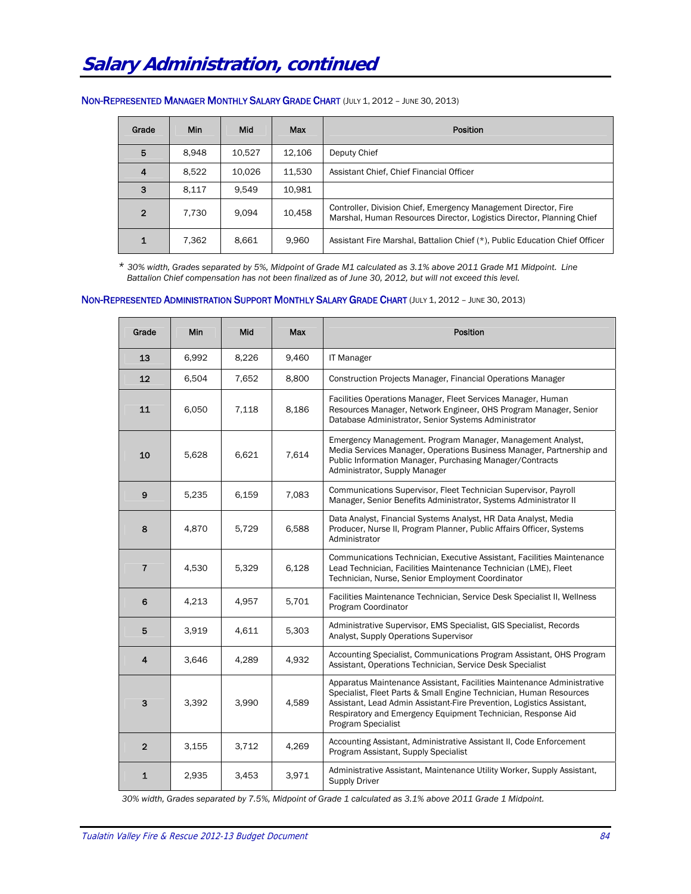# Salary Administration, continued

**NON-REPRESENTED MANAGER MONTHLY SALARY GRADE CHART** (JULY 1, 2012 – JUNE 30, 2013)

| Grade | Min | Mid | Max | Position |
|---|---|---|---|---|
| 5 | 8,948 | 10,527 | 12,106 | Deputy Chief |
| 4 | 8,522 | 10,026 | 11,530 | Assistant Chief, Chief Financial Officer |
| 3 | 8,117 | 9,549 | 10,981 | |
| 2 | 7,730 | 9,094 | 10,458 | Controller, Division Chief, Emergency Management Director, Fire Marshal, Human Resources Director, Logistics Director, Planning Chief |
| 1 | 7,362 | 8,661 | 9,960 | Assistant Fire Marshal, Battalion Chief (*), Public Education Chief Officer |

\* *30% width, Grades separated by 5%, Midpoint of Grade M1 calculated as 3.1% above 2011 Grade M1 Midpoint. Line Battalion Chief compensation has not been finalized as of June 30, 2012, but will not exceed this level.*

**NON-REPRESENTED ADMINISTRATION SUPPORT MONTHLY SALARY GRADE CHART** (JULY 1, 2012 – JUNE 30, 2013)

| Grade | Min | Mid | Max | Position |
|---|---|---|---|---|
| 13 | 6,992 | 8,226 | 9,460 | IT Manager |
| 12 | 6,504 | 7,652 | 8,800 | Construction Projects Manager, Financial Operations Manager |
| 11 | 6,050 | 7,118 | 8,186 | Facilities Operations Manager, Fleet Services Manager, Human Resources Manager, Network Engineer, OHS Program Manager, Senior Database Administrator, Senior Systems Administrator |
| 10 | 5,628 | 6,621 | 7,614 | Emergency Management. Program Manager, Management Analyst, Media Services Manager, Operations Business Manager, Partnership and Public Information Manager, Purchasing Manager/Contracts Administrator, Supply Manager |
| 9 | 5,235 | 6,159 | 7,083 | Communications Supervisor, Fleet Technician Supervisor, Payroll Manager, Senior Benefits Administrator, Systems Administrator II |
| 8 | 4,870 | 5,729 | 6,588 | Data Analyst, Financial Systems Analyst, HR Data Analyst, Media Producer, Nurse II, Program Planner, Public Affairs Officer, Systems Administrator |
| 7 | 4,530 | 5,329 | 6,128 | Communications Technician, Executive Assistant, Facilities Maintenance Lead Technician, Facilities Maintenance Technician (LME), Fleet Technician, Nurse, Senior Employment Coordinator |
| 6 | 4,213 | 4,957 | 5,701 | Facilities Maintenance Technician, Service Desk Specialist II, Wellness Program Coordinator |
| 5 | 3,919 | 4,611 | 5,303 | Administrative Supervisor, EMS Specialist, GIS Specialist, Records Analyst, Supply Operations Supervisor |
| 4 | 3,646 | 4,289 | 4,932 | Accounting Specialist, Communications Program Assistant, OHS Program Assistant, Operations Technician, Service Desk Specialist |
| 3 | 3,392 | 3,990 | 4,589 | Apparatus Maintenance Assistant, Facilities Maintenance Administrative Specialist, Fleet Parts & Small Engine Technician, Human Resources Assistant, Lead Admin Assistant-Fire Prevention, Logistics Assistant, Respiratory and Emergency Equipment Technician, Response Aid Program Specialist |
| 2 | 3,155 | 3,712 | 4,269 | Accounting Assistant, Administrative Assistant II, Code Enforcement Program Assistant, Supply Specialist |
| 1 | 2,935 | 3,453 | 3,971 | Administrative Assistant, Maintenance Utility Worker, Supply Assistant, Supply Driver |

*30% width, Grades separated by 7.5%, Midpoint of Grade 1 calculated as 3.1% above 2011 Grade 1 Midpoint.*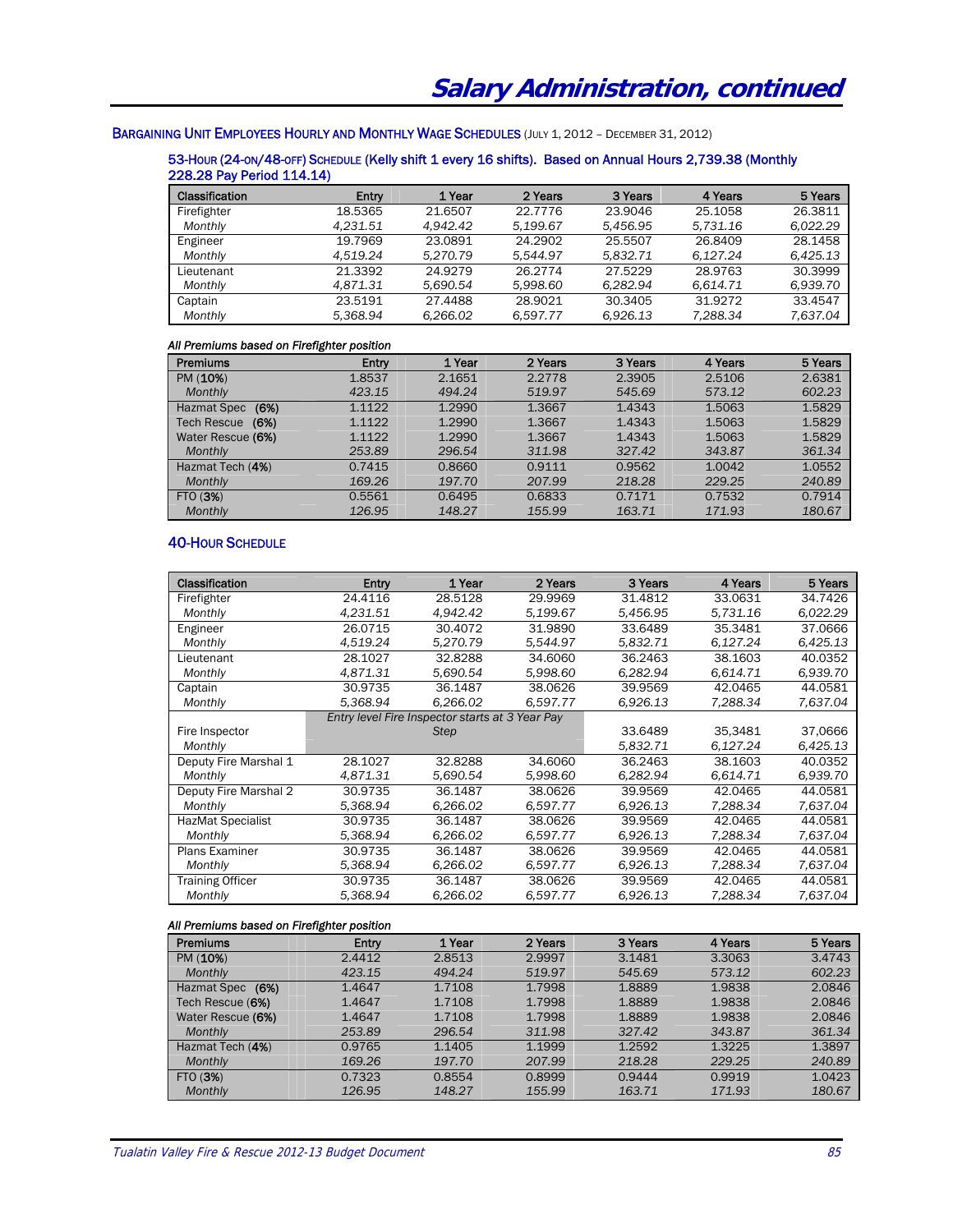# Salary Administration, continued

## Bargaining Unit Employees Hourly and Monthly Wage Schedules (July 1, 2012 – December 31, 2012)

### 53-Hour (24-on/48-off) Schedule (Kelly shift 1 every 16 shifts). Based on Annual Hours 2,739.38 (Monthly 228.28 Pay Period 114.14)

| Classification | Entry | 1 Year | 2 Years | 3 Years | 4 Years | 5 Years |
|---|---|---|---|---|---|---|
| Firefighter | 18.5365 | 21.6507 | 22.7776 | 23.9046 | 25.1058 | 26.3811 |
| *Monthly* | *4,231.51* | *4,942.42* | *5,199.67* | *5,456.95* | *5,731.16* | *6,022.29* |
| Engineer | 19.7969 | 23.0891 | 24.2902 | 25.5507 | 26.8409 | 28.1458 |
| *Monthly* | *4,519.24* | *5,270.79* | *5,544.97* | *5,832.71* | *6,127.24* | *6,425.13* |
| Lieutenant | 21.3392 | 24.9279 | 26.2774 | 27.5229 | 28.9763 | 30.3999 |
| *Monthly* | *4,871.31* | *5,690.54* | *5,998.60* | *6,282.94* | *6,614.71* | *6,939.70* |
| Captain | 23.5191 | 27.4488 | 28.9021 | 30.3405 | 31.9272 | 33.4547 |
| *Monthly* | *5,368.94* | *6,266.02* | *6,597.77* | *6,926.13* | *7,288.34* | *7,637.04* |

*All Premiums based on Firefighter position*

| Premiums | Entry | 1 Year | 2 Years | 3 Years | 4 Years | 5 Years |
|---|---|---|---|---|---|---|
| PM (**10%**) | 1.8537 | 2.1651 | 2.2778 | 2.3905 | 2.5106 | 2.6381 |
| *Monthly* | *423.15* | *494.24* | *519.97* | *545.69* | *573.12* | *602.23* |
| Hazmat Spec (**6%**) | 1.1122 | 1.2990 | 1.3667 | 1.4343 | 1.5063 | 1.5829 |
| Tech Rescue (**6%**) | 1.1122 | 1.2990 | 1.3667 | 1.4343 | 1.5063 | 1.5829 |
| Water Rescue (**6%**) | 1.1122 | 1.2990 | 1.3667 | 1.4343 | 1.5063 | 1.5829 |
| *Monthly* | *253.89* | *296.54* | *311.98* | *327.42* | *343.87* | *361.34* |
| Hazmat Tech (**4%**) | 0.7415 | 0.8660 | 0.9111 | 0.9562 | 1.0042 | 1.0552 |
| *Monthly* | *169.26* | *197.70* | *207.99* | *218.28* | *229.25* | *240.89* |
| FTO (**3%**) | 0.5561 | 0.6495 | 0.6833 | 0.7171 | 0.7532 | 0.7914 |
| *Monthly* | *126.95* | *148.27* | *155.99* | *163.71* | *171.93* | *180.67* |

### 40-Hour Schedule

| Classification | Entry | 1 Year | 2 Years | 3 Years | 4 Years | 5 Years |
|---|---|---|---|---|---|---|
| Firefighter | 24.4116 | 28.5128 | 29.9969 | 31.4812 | 33.0631 | 34.7426 |
| *Monthly* | *4,231.51* | *4,942.42* | *5,199.67* | *5,456.95* | *5,731.16* | *6,022.29* |
| Engineer | 26.0715 | 30.4072 | 31.9890 | 33.6489 | 35.3481 | 37.0666 |
| *Monthly* | *4,519.24* | *5,270.79* | *5,544.97* | *5,832.71* | *6,127.24* | *6,425.13* |
| Lieutenant | 28.1027 | 32.8288 | 34.6060 | 36.2463 | 38.1603 | 40.0352 |
| *Monthly* | *4,871.31* | *5,690.54* | *5,998.60* | *6,282.94* | *6,614.71* | *6,939.70* |
| Captain | 30.9735 | 36.1487 | 38.0626 | 39.9569 | 42.0465 | 44.0581 |
| *Monthly* | *5,368.94* | *6,266.02* | *6,597.77* | *6,926.13* | *7,288.34* | *7,637.04* |
| Fire Inspector | *Entry level Fire Inspector starts at 3 Year Pay Step* | | | 33.6489 | 35,3481 | 37,0666 |
| *Monthly* | | | | *5,832.71* | *6,127.24* | *6,425.13* |
| Deputy Fire Marshal 1 | 28.1027 | 32.8288 | 34.6060 | 36.2463 | 38.1603 | 40.0352 |
| *Monthly* | *4,871.31* | *5,690.54* | *5,998.60* | *6,282.94* | *6,614.71* | *6,939.70* |
| Deputy Fire Marshal 2 | 30.9735 | 36.1487 | 38.0626 | 39.9569 | 42.0465 | 44.0581 |
| *Monthly* | *5,368.94* | *6,266.02* | *6,597.77* | *6,926.13* | *7,288.34* | *7,637.04* |
| HazMat Specialist | 30.9735 | 36.1487 | 38.0626 | 39.9569 | 42.0465 | 44.0581 |
| *Monthly* | *5,368.94* | *6,266.02* | *6,597.77* | *6,926.13* | *7,288.34* | *7,637.04* |
| Plans Examiner | 30.9735 | 36.1487 | 38.0626 | 39.9569 | 42.0465 | 44.0581 |
| *Monthly* | *5,368.94* | *6,266.02* | *6,597.77* | *6,926.13* | *7,288.34* | *7,637.04* |
| Training Officer | 30.9735 | 36.1487 | 38.0626 | 39.9569 | 42.0465 | 44.0581 |
| *Monthly* | *5,368.94* | *6,266.02* | *6,597.77* | *6,926.13* | *7,288.34* | *7,637.04* |

*All Premiums based on Firefighter position*

| Premiums | Entry | 1 Year | 2 Years | 3 Years | 4 Years | 5 Years |
|---|---|---|---|---|---|---|
| PM (**10%**) | 2.4412 | 2.8513 | 2.9997 | 3.1481 | 3.3063 | 3.4743 |
| *Monthly* | *423.15* | *494.24* | *519.97* | *545.69* | *573.12* | *602.23* |
| Hazmat Spec (**6%**) | 1.4647 | 1.7108 | 1.7998 | 1.8889 | 1.9838 | 2.0846 |
| Tech Rescue (**6%**) | 1.4647 | 1.7108 | 1.7998 | 1.8889 | 1.9838 | 2.0846 |
| Water Rescue (**6%**) | 1.4647 | 1.7108 | 1.7998 | 1.8889 | 1.9838 | 2.0846 |
| *Monthly* | *253.89* | *296.54* | *311.98* | *327.42* | *343.87* | *361.34* |
| Hazmat Tech (**4%**) | 0.9765 | 1.1405 | 1.1999 | 1.2592 | 1.3225 | 1.3897 |
| *Monthly* | *169.26* | *197.70* | *207.99* | *218.28* | *229.25* | *240.89* |
| FTO (**3%**) | 0.7323 | 0.8554 | 0.8999 | 0.9444 | 0.9919 | 1.0423 |
| *Monthly* | *126.95* | *148.27* | *155.99* | *163.71* | *171.93* | *180.67* |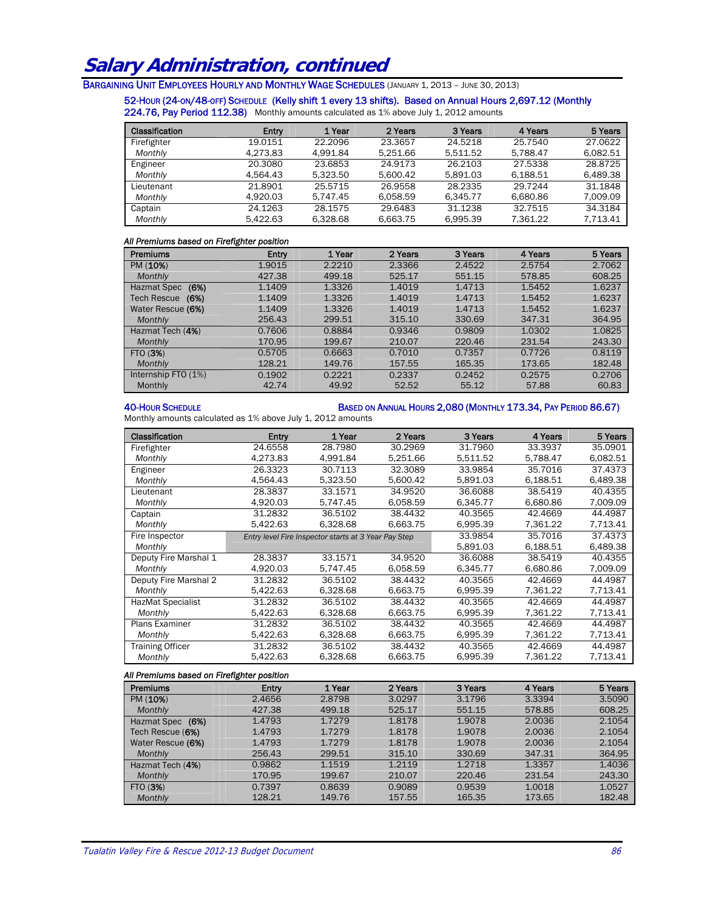# Salary Administration, continued

## Bargaining Unit Employees Hourly and Monthly Wage Schedules (January 1, 2013 – June 30, 2013)

### 52-Hour (24-on/48-off) Schedule (Kelly shift 1 every 13 shifts). Based on Annual Hours 2,697.12 (Monthly 224.76, Pay Period 112.38)

Monthly amounts calculated as 1% above July 1, 2012 amounts

| Classification | Entry | 1 Year | 2 Years | 3 Years | 4 Years | 5 Years |
|---|---|---|---|---|---|---|
| Firefighter | 19.0151 | 22.2096 | 23.3657 | 24.5218 | 25.7540 | 27.0622 |
| *Monthly* | 4,273.83 | 4,991.84 | 5,251.66 | 5,511.52 | 5,788.47 | 6,082.51 |
| Engineer | 20.3080 | 23.6853 | 24.9173 | 26.2103 | 27.5338 | 28.8725 |
| *Monthly* | 4,564.43 | 5,323.50 | 5,600.42 | 5,891.03 | 6,188.51 | 6,489.38 |
| Lieutenant | 21.8901 | 25.5715 | 26.9558 | 28.2335 | 29.7244 | 31.1848 |
| *Monthly* | 4,920.03 | 5,747.45 | 6,058.59 | 6,345.77 | 6,680.86 | 7,009.09 |
| Captain | 24.1263 | 28.1575 | 29.6483 | 31.1238 | 32.7515 | 34.3184 |
| *Monthly* | 5,422.63 | 6,328.68 | 6,663.75 | 6,995.39 | 7,361.22 | 7,713.41 |

*All Premiums based on Firefighter position*

| Premiums | Entry | 1 Year | 2 Years | 3 Years | 4 Years | 5 Years |
|---|---|---|---|---|---|---|
| PM (**10%**) | 1.9015 | 2.2210 | 2.3366 | 2.4522 | 2.5754 | 2.7062 |
| *Monthly* | 427.38 | 499.18 | 525.17 | 551.15 | 578.85 | 608.25 |
| Hazmat Spec (**6%**) | 1.1409 | 1.3326 | 1.4019 | 1.4713 | 1.5452 | 1.6237 |
| Tech Rescue (**6%**) | 1.1409 | 1.3326 | 1.4019 | 1.4713 | 1.5452 | 1.6237 |
| Water Rescue (**6%**) | 1.1409 | 1.3326 | 1.4019 | 1.4713 | 1.5452 | 1.6237 |
| *Monthly* | 256.43 | 299.51 | 315.10 | 330.69 | 347.31 | 364.95 |
| Hazmat Tech (**4%**) | 0.7606 | 0.8884 | 0.9346 | 0.9809 | 1.0302 | 1.0825 |
| *Monthly* | 170.95 | 199.67 | 210.07 | 220.46 | 231.54 | 243.30 |
| FTO (**3%**) | 0.5705 | 0.6663 | 0.7010 | 0.7357 | 0.7726 | 0.8119 |
| *Monthly* | 128.21 | 149.76 | 157.55 | 165.35 | 173.65 | 182.48 |
| Internship FTO (1%) | 0.1902 | 0.2221 | 0.2337 | 0.2452 | 0.2575 | 0.2706 |
| Monthly | 42.74 | 49.92 | 52.52 | 55.12 | 57.88 | 60.83 |

### 40-Hour Schedule — Based on Annual Hours 2,080 (Monthly 173.34, Pay Period 86.67)

Monthly amounts calculated as 1% above July 1, 2012 amounts

| Classification | Entry | 1 Year | 2 Years | 3 Years | 4 Years | 5 Years |
|---|---|---|---|---|---|---|
| Firefighter | 24.6558 | 28.7980 | 30.2969 | 31.7960 | 33.3937 | 35.0901 |
| *Monthly* | 4,273.83 | 4,991.84 | 5,251.66 | 5,511.52 | 5,788.47 | 6,082.51 |
| Engineer | 26.3323 | 30.7113 | 32.3089 | 33.9854 | 35.7016 | 37.4373 |
| *Monthly* | 4,564.43 | 5,323.50 | 5,600.42 | 5,891.03 | 6,188.51 | 6,489.38 |
| Lieutenant | 28.3837 | 33.1571 | 34.9520 | 36.6088 | 38.5419 | 40.4355 |
| *Monthly* | 4,920.03 | 5,747.45 | 6,058.59 | 6,345.77 | 6,680.86 | 7,009.09 |
| Captain | 31.2832 | 36.5102 | 38.4432 | 40.3565 | 42.4669 | 44.4987 |
| *Monthly* | 5,422.63 | 6,328.68 | 6,663.75 | 6,995.39 | 7,361.22 | 7,713.41 |
| Fire Inspector | *Entry level Fire Inspector starts at 3 Year Pay Step* | | | 33.9854 | 35.7016 | 37.4373 |
| *Monthly* | | | | 5,891.03 | 6,188.51 | 6,489.38 |
| Deputy Fire Marshal 1 | 28.3837 | 33.1571 | 34.9520 | 36.6088 | 38.5419 | 40.4355 |
| *Monthly* | 4,920.03 | 5,747.45 | 6,058.59 | 6,345.77 | 6,680.86 | 7,009.09 |
| Deputy Fire Marshal 2 | 31.2832 | 36.5102 | 38.4432 | 40.3565 | 42.4669 | 44.4987 |
| *Monthly* | 5,422.63 | 6,328.68 | 6,663.75 | 6,995.39 | 7,361.22 | 7,713.41 |
| HazMat Specialist | 31.2832 | 36.5102 | 38.4432 | 40.3565 | 42.4669 | 44.4987 |
| *Monthly* | 5,422.63 | 6,328.68 | 6,663.75 | 6,995.39 | 7,361.22 | 7,713.41 |
| Plans Examiner | 31.2832 | 36.5102 | 38.4432 | 40.3565 | 42.4669 | 44.4987 |
| *Monthly* | 5,422.63 | 6,328.68 | 6,663.75 | 6,995.39 | 7,361.22 | 7,713.41 |
| Training Officer | 31.2832 | 36.5102 | 38.4432 | 40.3565 | 42.4669 | 44.4987 |
| *Monthly* | 5,422.63 | 6,328.68 | 6,663.75 | 6,995.39 | 7,361.22 | 7,713.41 |

*All Premiums based on Firefighter position*

| Premiums | Entry | 1 Year | 2 Years | 3 Years | 4 Years | 5 Years |
|---|---|---|---|---|---|---|
| PM (**10%**) | 2.4656 | 2.8798 | 3.0297 | 3.1796 | 3.3394 | 3.5090 |
| *Monthly* | 427.38 | 499.18 | 525.17 | 551.15 | 578.85 | 608.25 |
| Hazmat Spec (**6%**) | 1.4793 | 1.7279 | 1.8178 | 1.9078 | 2.0036 | 2.1054 |
| Tech Rescue (**6%**) | 1.4793 | 1.7279 | 1.8178 | 1.9078 | 2.0036 | 2.1054 |
| Water Rescue (**6%**) | 1.4793 | 1.7279 | 1.8178 | 1.9078 | 2.0036 | 2.1054 |
| *Monthly* | 256.43 | 299.51 | 315.10 | 330.69 | 347.31 | 364.95 |
| Hazmat Tech (**4%**) | 0.9862 | 1.1519 | 1.2119 | 1.2718 | 1.3357 | 1.4036 |
| *Monthly* | 170.95 | 199.67 | 210.07 | 220.46 | 231.54 | 243.30 |
| FTO (**3%**) | 0.7397 | 0.8639 | 0.9089 | 0.9539 | 1.0018 | 1.0527 |
| *Monthly* | 128.21 | 149.76 | 157.55 | 165.35 | 173.65 | 182.48 |